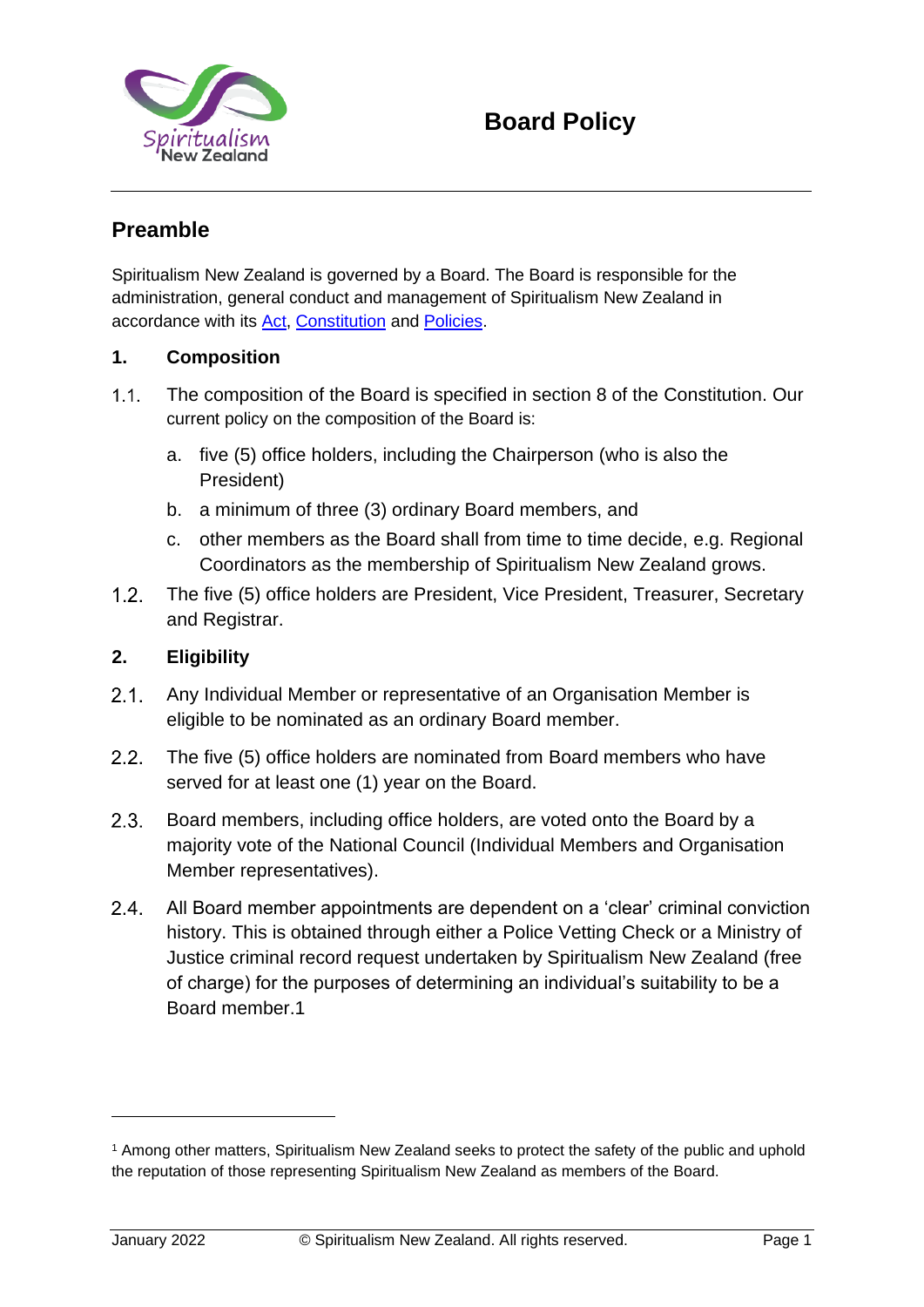# Board Policy

## Preamble

Spiritualism New Zealand is governed by a Board. The Board is responsible for the administration, general conduct and management of Spiritualism New Zealand in accordance with its Act, Constitution and Policies.

### 1. Composition

1.1. The composition of the Board is specified in section 8 of the Constitution. Our current policy on the composition of the Board is:

   a. five (5) office holders, including the Chairperson (who is also the President)

   b. a minimum of three (3) ordinary Board members, and

   c. other members as the Board shall from time to time decide, e.g. Regional Coordinators as the membership of Spiritualism New Zealand grows.

1.2. The five (5) office holders are President, Vice President, Treasurer, Secretary and Registrar.

### 2. Eligibility

2.1. Any Individual Member or representative of an Organisation Member is eligible to be nominated as an ordinary Board member.

2.2. The five (5) office holders are nominated from Board members who have served for at least one (1) year on the Board.

2.3. Board members, including office holders, are voted onto the Board by a majority vote of the National Council (Individual Members and Organisation Member representatives).

2.4. All Board member appointments are dependent on a 'clear' criminal conviction history. This is obtained through either a Police Vetting Check or a Ministry of Justice criminal record request undertaken by Spiritualism New Zealand (free of charge) for the purposes of determining an individual's suitability to be a Board member.[1]

---

[1] Among other matters, Spiritualism New Zealand seeks to protect the safety of the public and uphold the reputation of those representing Spiritualism New Zealand as members of the Board.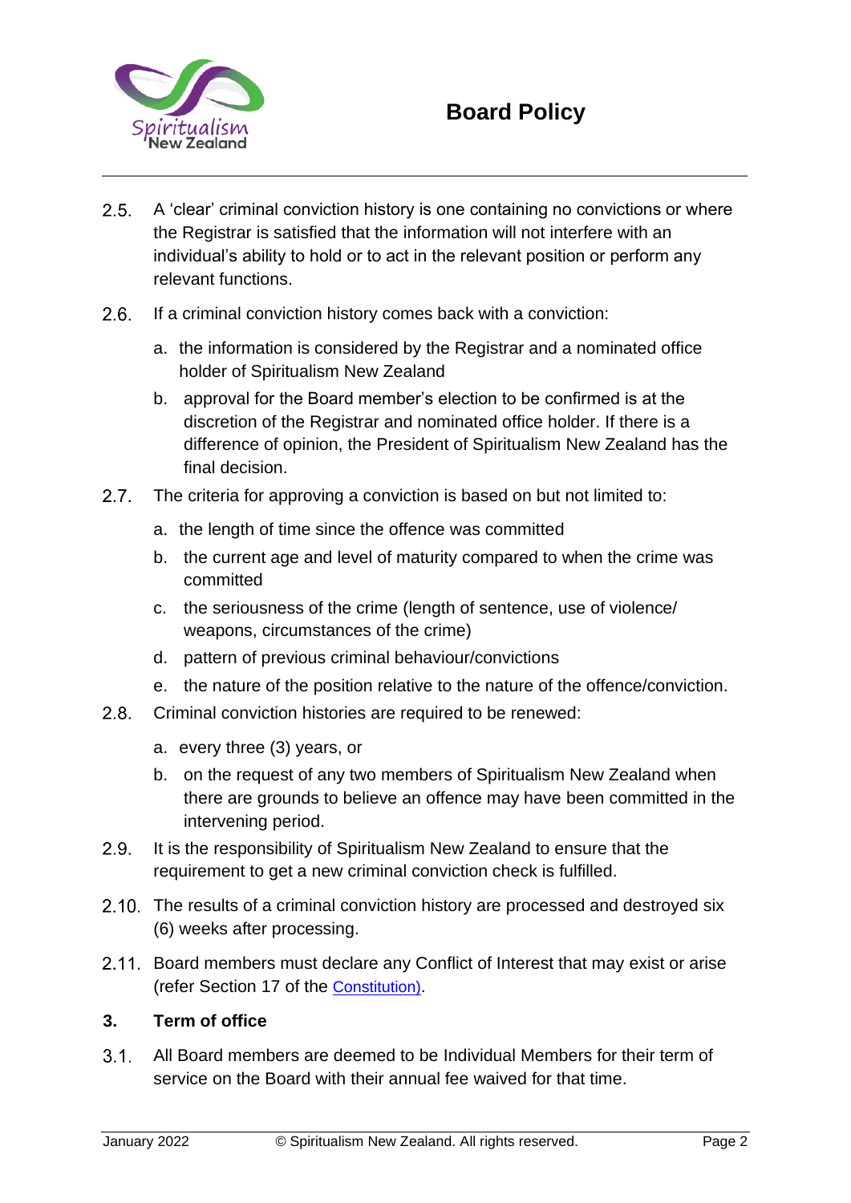2.5. A 'clear' criminal conviction history is one containing no convictions or where the Registrar is satisfied that the information will not interfere with an individual's ability to hold or to act in the relevant position or perform any relevant functions.

2.6. If a criminal conviction history comes back with a conviction:

   a. the information is considered by the Registrar and a nominated office holder of Spiritualism New Zealand
   b. approval for the Board member's election to be confirmed is at the discretion of the Registrar and nominated office holder. If there is a difference of opinion, the President of Spiritualism New Zealand has the final decision.

2.7. The criteria for approving a conviction is based on but not limited to:

   a. the length of time since the offence was committed
   b. the current age and level of maturity compared to when the crime was committed
   c. the seriousness of the crime (length of sentence, use of violence/ weapons, circumstances of the crime)
   d. pattern of previous criminal behaviour/convictions
   e. the nature of the position relative to the nature of the offence/conviction.

2.8. Criminal conviction histories are required to be renewed:

   a. every three (3) years, or
   b. on the request of any two members of Spiritualism New Zealand when there are grounds to believe an offence may have been committed in the intervening period.

2.9. It is the responsibility of Spiritualism New Zealand to ensure that the requirement to get a new criminal conviction check is fulfilled.

2.10. The results of a criminal conviction history are processed and destroyed six (6) weeks after processing.

2.11. Board members must declare any Conflict of Interest that may exist or arise (refer Section 17 of the Constitution).

### 3. Term of office

3.1. All Board members are deemed to be Individual Members for their term of service on the Board with their annual fee waived for that time.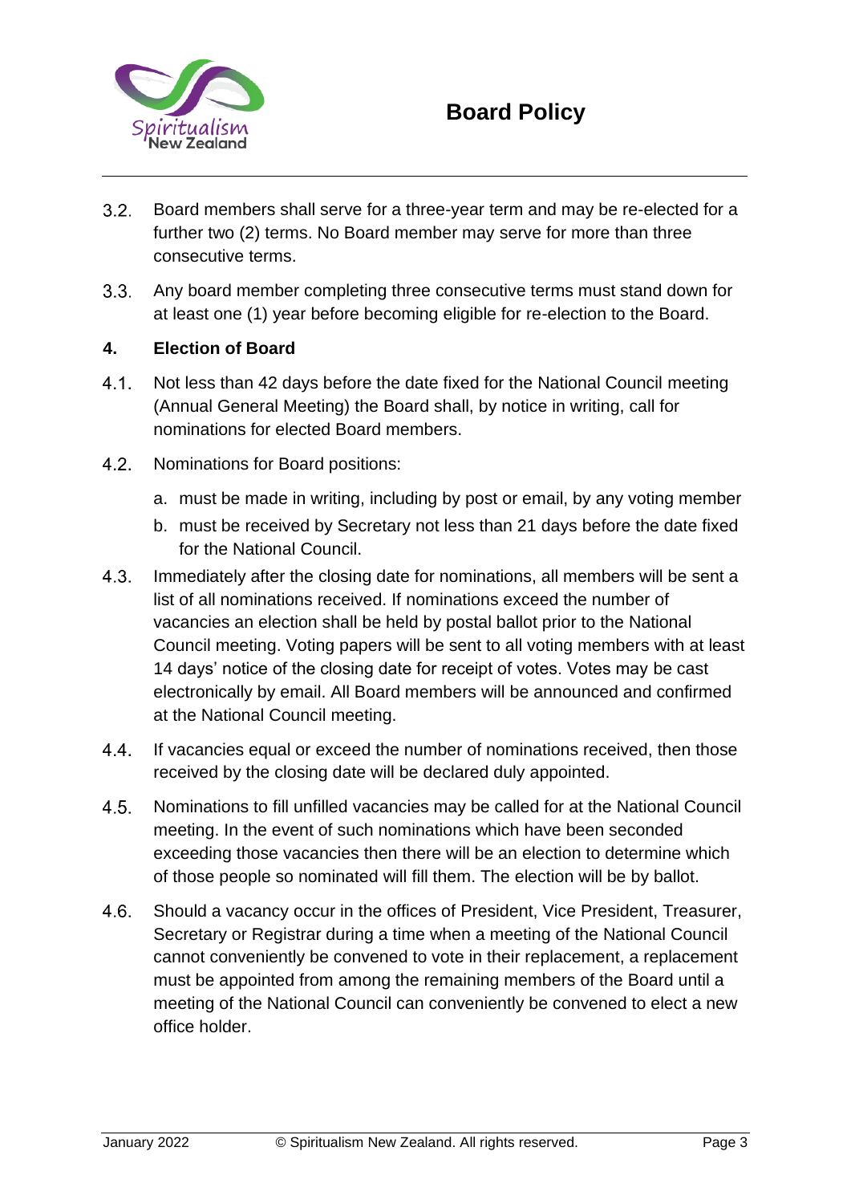3.2. Board members shall serve for a three-year term and may be re-elected for a further two (2) terms. No Board member may serve for more than three consecutive terms.

3.3. Any board member completing three consecutive terms must stand down for at least one (1) year before becoming eligible for re-election to the Board.

## 4. Election of Board

4.1. Not less than 42 days before the date fixed for the National Council meeting (Annual General Meeting) the Board shall, by notice in writing, call for nominations for elected Board members.

4.2. Nominations for Board positions:

a. must be made in writing, including by post or email, by any voting member

b. must be received by Secretary not less than 21 days before the date fixed for the National Council.

4.3. Immediately after the closing date for nominations, all members will be sent a list of all nominations received. If nominations exceed the number of vacancies an election shall be held by postal ballot prior to the National Council meeting. Voting papers will be sent to all voting members with at least 14 days' notice of the closing date for receipt of votes. Votes may be cast electronically by email. All Board members will be announced and confirmed at the National Council meeting.

4.4. If vacancies equal or exceed the number of nominations received, then those received by the closing date will be declared duly appointed.

4.5. Nominations to fill unfilled vacancies may be called for at the National Council meeting. In the event of such nominations which have been seconded exceeding those vacancies then there will be an election to determine which of those people so nominated will fill them. The election will be by ballot.

4.6. Should a vacancy occur in the offices of President, Vice President, Treasurer, Secretary or Registrar during a time when a meeting of the National Council cannot conveniently be convened to vote in their replacement, a replacement must be appointed from among the remaining members of the Board until a meeting of the National Council can conveniently be convened to elect a new office holder.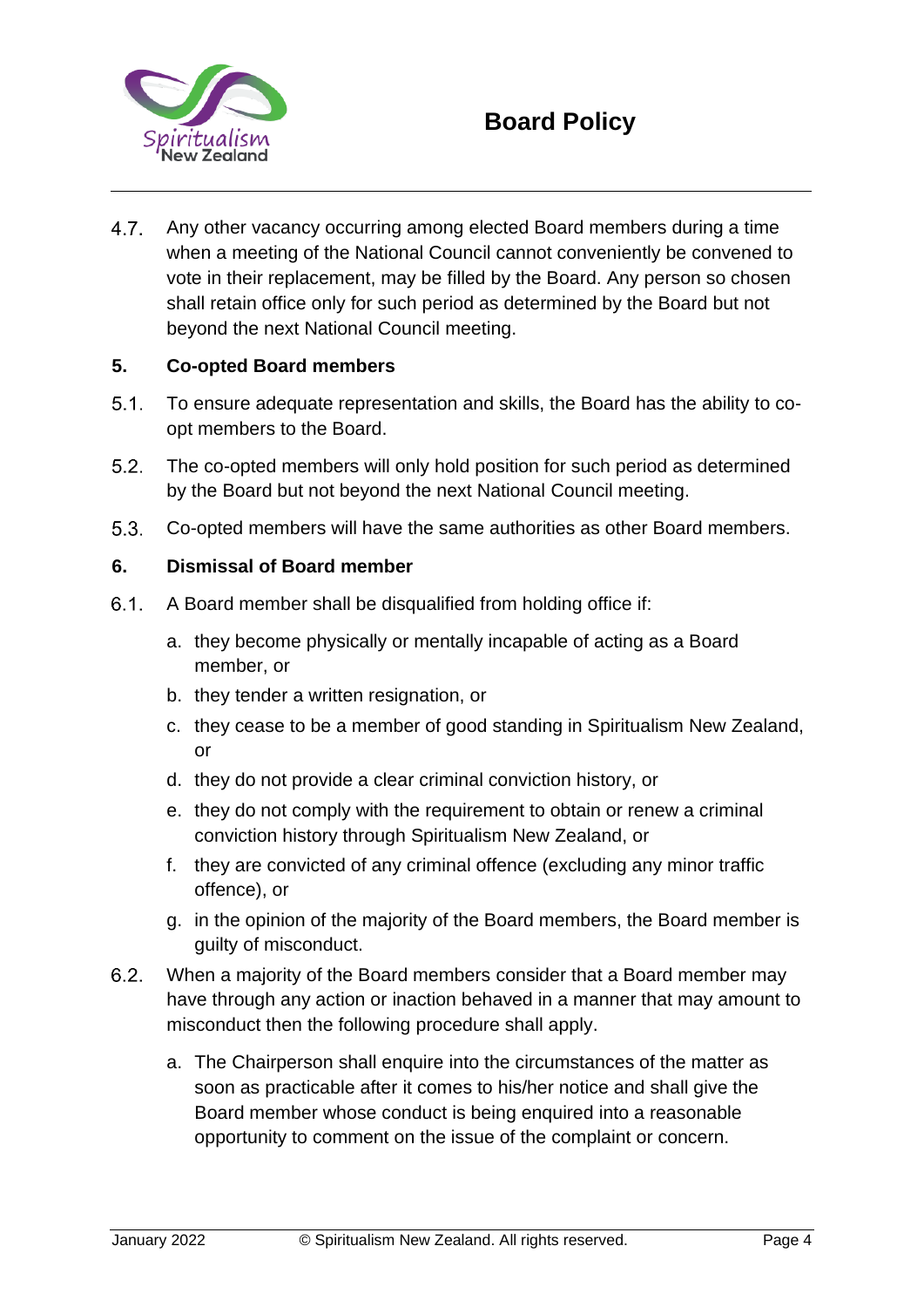4.7. Any other vacancy occurring among elected Board members during a time when a meeting of the National Council cannot conveniently be convened to vote in their replacement, may be filled by the Board. Any person so chosen shall retain office only for such period as determined by the Board but not beyond the next National Council meeting.

## 5. Co-opted Board members

5.1. To ensure adequate representation and skills, the Board has the ability to co-opt members to the Board.

5.2. The co-opted members will only hold position for such period as determined by the Board but not beyond the next National Council meeting.

5.3. Co-opted members will have the same authorities as other Board members.

## 6. Dismissal of Board member

6.1. A Board member shall be disqualified from holding office if:

a. they become physically or mentally incapable of acting as a Board member, or
b. they tender a written resignation, or
c. they cease to be a member of good standing in Spiritualism New Zealand, or
d. they do not provide a clear criminal conviction history, or
e. they do not comply with the requirement to obtain or renew a criminal conviction history through Spiritualism New Zealand, or
f. they are convicted of any criminal offence (excluding any minor traffic offence), or
g. in the opinion of the majority of the Board members, the Board member is guilty of misconduct.

6.2. When a majority of the Board members consider that a Board member may have through any action or inaction behaved in a manner that may amount to misconduct then the following procedure shall apply.

a. The Chairperson shall enquire into the circumstances of the matter as soon as practicable after it comes to his/her notice and shall give the Board member whose conduct is being enquired into a reasonable opportunity to comment on the issue of the complaint or concern.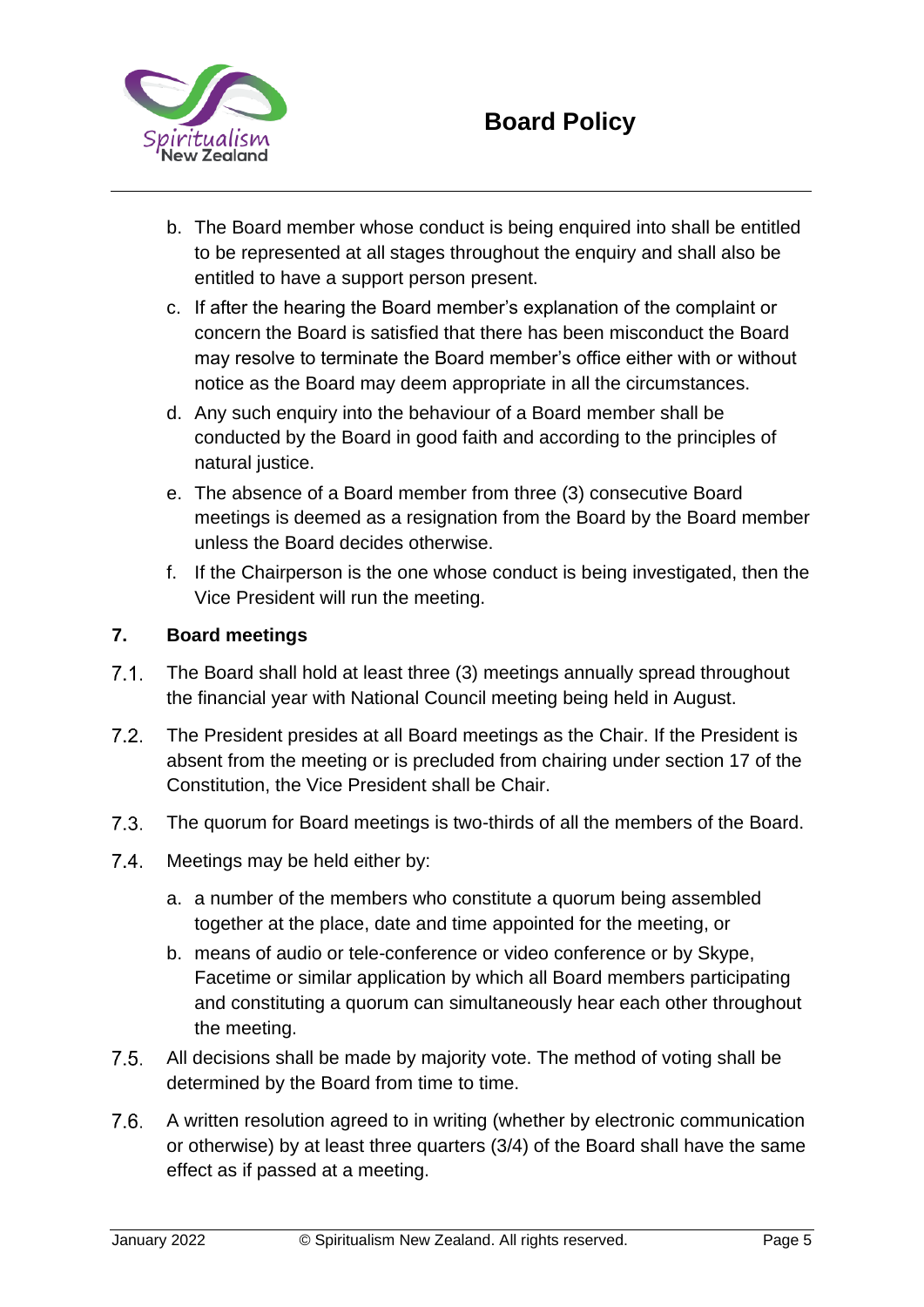b. The Board member whose conduct is being enquired into shall be entitled to be represented at all stages throughout the enquiry and shall also be entitled to have a support person present.

c. If after the hearing the Board member's explanation of the complaint or concern the Board is satisfied that there has been misconduct the Board may resolve to terminate the Board member's office either with or without notice as the Board may deem appropriate in all the circumstances.

d. Any such enquiry into the behaviour of a Board member shall be conducted by the Board in good faith and according to the principles of natural justice.

e. The absence of a Board member from three (3) consecutive Board meetings is deemed as a resignation from the Board by the Board member unless the Board decides otherwise.

f. If the Chairperson is the one whose conduct is being investigated, then the Vice President will run the meeting.

## 7. Board meetings

7.1. The Board shall hold at least three (3) meetings annually spread throughout the financial year with National Council meeting being held in August.

7.2. The President presides at all Board meetings as the Chair. If the President is absent from the meeting or is precluded from chairing under section 17 of the Constitution, the Vice President shall be Chair.

7.3. The quorum for Board meetings is two-thirds of all the members of the Board.

7.4. Meetings may be held either by:

a. a number of the members who constitute a quorum being assembled together at the place, date and time appointed for the meeting, or

b. means of audio or tele-conference or video conference or by Skype, Facetime or similar application by which all Board members participating and constituting a quorum can simultaneously hear each other throughout the meeting.

7.5. All decisions shall be made by majority vote. The method of voting shall be determined by the Board from time to time.

7.6. A written resolution agreed to in writing (whether by electronic communication or otherwise) by at least three quarters (3/4) of the Board shall have the same effect as if passed at a meeting.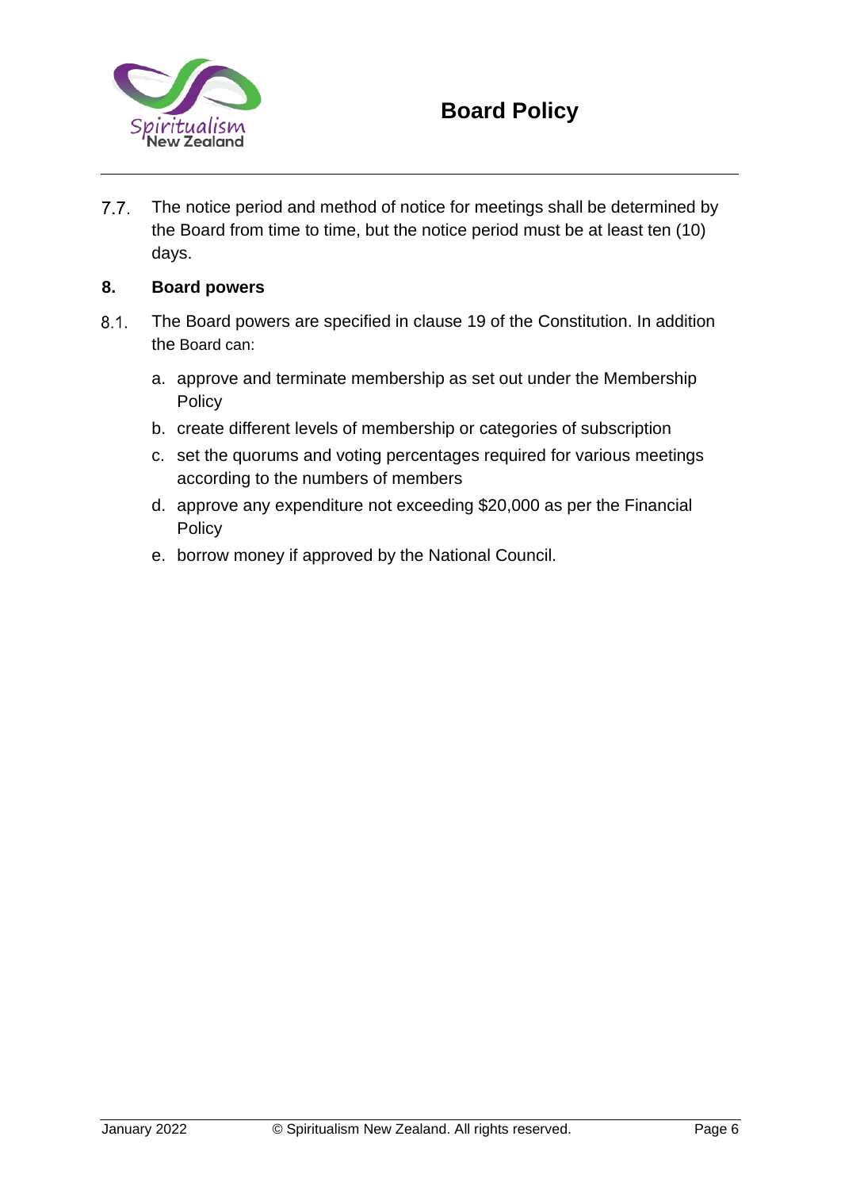7.7. The notice period and method of notice for meetings shall be determined by the Board from time to time, but the notice period must be at least ten (10) days.

## 8. Board powers

8.1. The Board powers are specified in clause 19 of the Constitution. In addition the Board can:

a. approve and terminate membership as set out under the Membership Policy
b. create different levels of membership or categories of subscription
c. set the quorums and voting percentages required for various meetings according to the numbers of members
d. approve any expenditure not exceeding $20,000 as per the Financial Policy
e. borrow money if approved by the National Council.